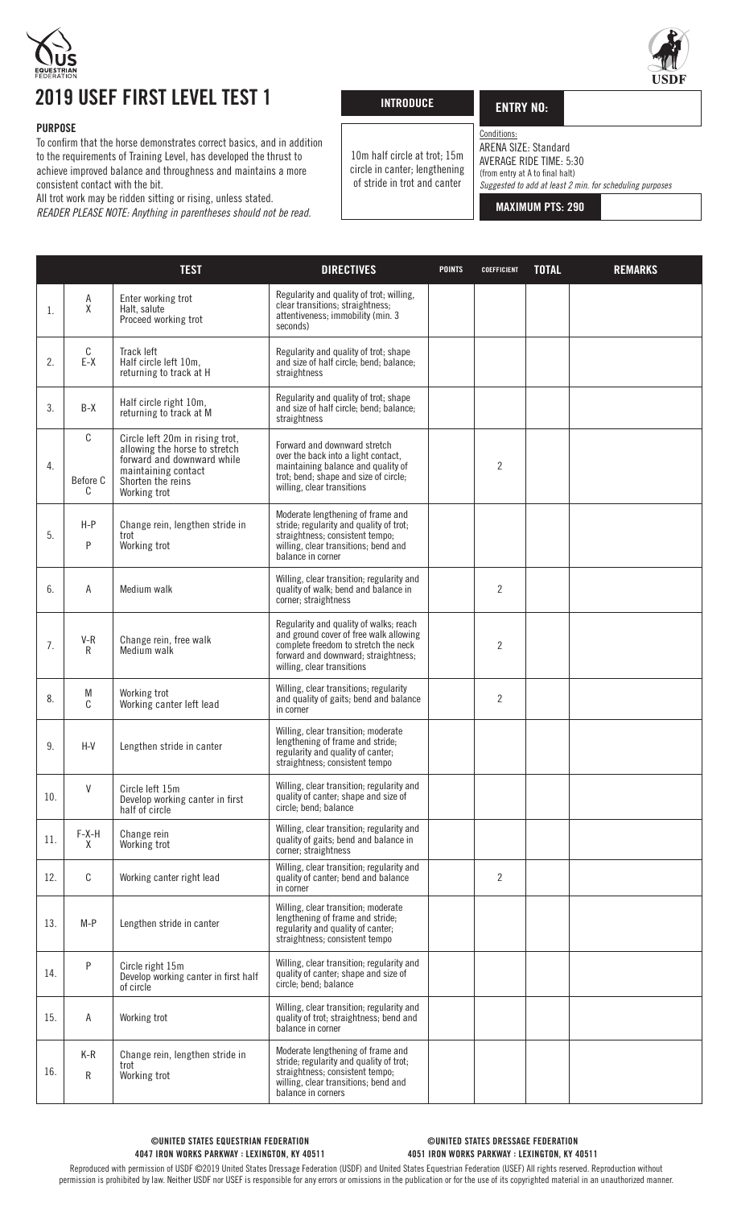# 2019 USEF FIRST LEVEL TEST 1

**PURPOSE**

To confirm that the horse demonstrates correct basics, and in addition to the requirements of Training Level, has developed the thrust to achieve improved balance and throughness and maintains a more consistent contact with the bit.

All trot work may be ridden sitting or rising, unless stated.

*READER PLEASE NOTE: Anything in parentheses should not be read.*

**INTRODUCE**

10m half circle at trot; 15m circle in canter; lengthening of stride in trot and canter

**ENTRY NO:**

Conditions:
ARENA SIZE: Standard
AVERAGE RIDE TIME: 5:30
(from entry at A to final halt)
*Suggested to add at least 2 min. for scheduling purposes*

**MAXIMUM PTS: 290**

| | | TEST | DIRECTIVES | POINTS | COEFFICIENT | TOTAL | REMARKS |
|---|---|---|---|---|---|---|---|
| 1. | A<br>X | Enter working trot<br>Halt, salute<br>Proceed working trot | Regularity and quality of trot; willing, clear transitions; straightness; attentiveness; immobility (min. 3 seconds) | | | | |
| 2. | C<br>E-X | Track left<br>Half circle left 10m, returning to track at H | Regularity and quality of trot; shape and size of half circle; bend; balance; straightness | | | | |
| 3. | B-X | Half circle right 10m, returning to track at M | Regularity and quality of trot; shape and size of half circle; bend; balance; straightness | | | | |
| 4. | C<br>Before C<br>C | Circle left 20m in rising trot, allowing the horse to stretch forward and downward while maintaining contact<br>Shorten the reins<br>Working trot | Forward and downward stretch over the back into a light contact, maintaining balance and quality of trot; bend; shape and size of circle; willing, clear transitions | | 2 | | |
| 5. | H-P<br>P | Change rein, lengthen stride in trot<br>Working trot | Moderate lengthening of frame and stride; regularity and quality of trot; straightness; consistent tempo; willing, clear transitions; bend and balance in corner | | | | |
| 6. | A | Medium walk | Willing, clear transition; regularity and quality of walk; bend and balance in corner; straightness | | 2 | | |
| 7. | V-R<br>R | Change rein, free walk<br>Medium walk | Regularity and quality of walks; reach and ground cover of free walk allowing complete freedom to stretch the neck forward and downward; straightness; willing, clear transitions | | 2 | | |
| 8. | M<br>C | Working trot<br>Working canter left lead | Willing, clear transitions; regularity and quality of gaits; bend and balance in corner | | 2 | | |
| 9. | H-V | Lengthen stride in canter | Willing, clear transition; moderate lengthening of frame and stride; regularity and quality of canter; straightness; consistent tempo | | | | |
| 10. | V | Circle left 15m<br>Develop working canter in first half of circle | Willing, clear transition; regularity and quality of canter; shape and size of circle; bend; balance | | | | |
| 11. | F-X-H<br>X | Change rein<br>Working trot | Willing, clear transition; regularity and quality of gaits; bend and balance in corner; straightness | | | | |
| 12. | C | Working canter right lead | Willing, clear transition; regularity and quality of canter; bend and balance in corner | | 2 | | |
| 13. | M-P | Lengthen stride in canter | Willing, clear transition; moderate lengthening of frame and stride; regularity and quality of canter; straightness; consistent tempo | | | | |
| 14. | P | Circle right 15m<br>Develop working canter in first half of circle | Willing, clear transition; regularity and quality of canter; shape and size of circle; bend; balance | | | | |
| 15. | A | Working trot | Willing, clear transition; regularity and quality of trot; straightness; bend and balance in corner | | | | |
| 16. | K-R<br>R | Change rein, lengthen stride in trot<br>Working trot | Moderate lengthening of frame and stride; regularity and quality of trot; straightness; consistent tempo; willing, clear transitions; bend and balance in corners | | | | |

©UNITED STATES EQUESTRIAN FEDERATION
4047 IRON WORKS PARKWAY : LEXINGTON, KY 40511

©UNITED STATES DRESSAGE FEDERATION
4051 IRON WORKS PARKWAY : LEXINGTON, KY 40511

Reproduced with permission of USDF ©2019 United States Dressage Federation (USDF) and United States Equestrian Federation (USEF) All rights reserved. Reproduction without permission is prohibited by law. Neither USDF nor USEF is responsible for any errors or omissions in the publication or for the use of its copyrighted material in an unauthorized manner.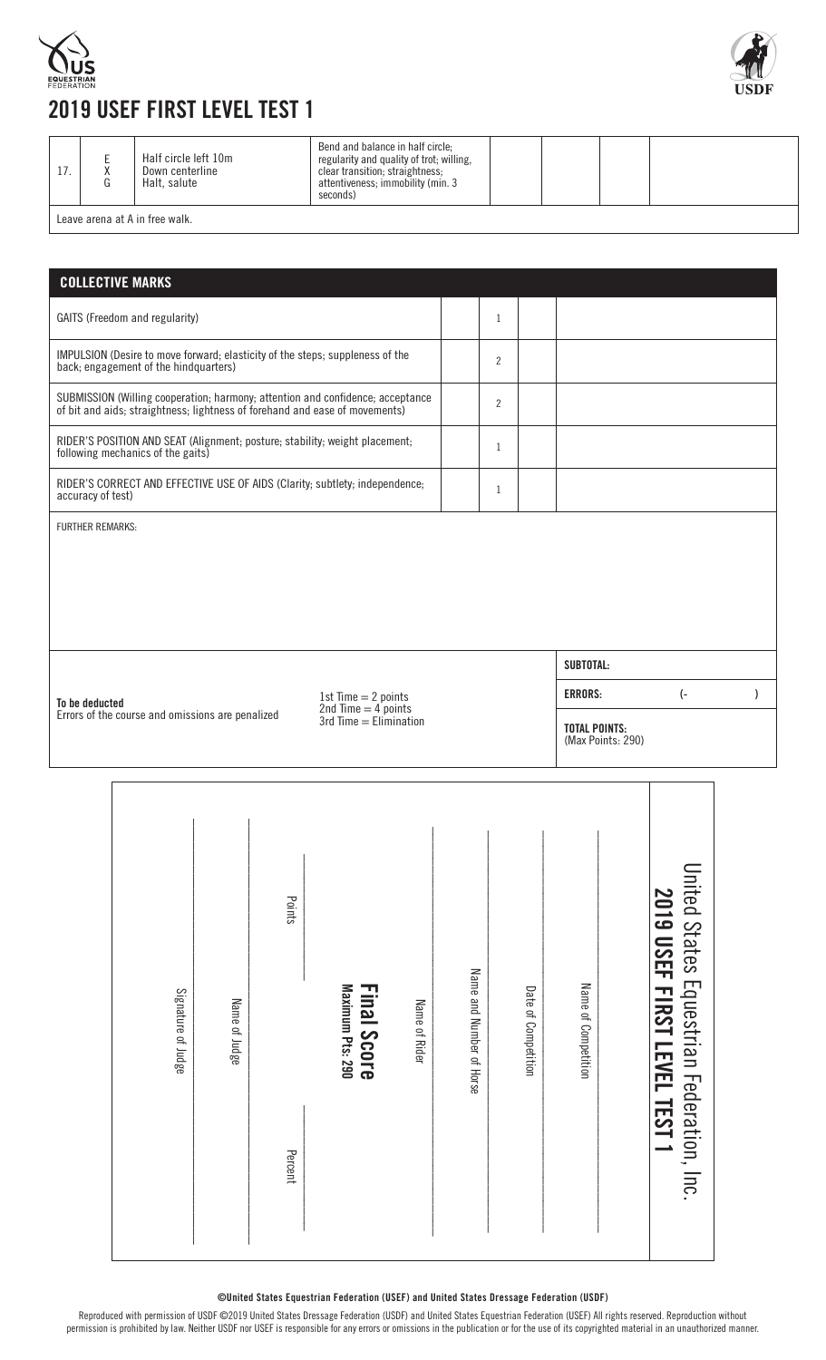# 2019 USEF FIRST LEVEL TEST 1

| | | | | | | | |
|---|---|---|---|---|---|---|---|
| 17. | E<br>X<br>G | Half circle left 10m<br>Down centerline<br>Halt, salute | Bend and balance in half circle; regularity and quality of trot; willing, clear transition; straightness; attentiveness; immobility (min. 3 seconds) | | | | |

Leave arena at A in free walk.

| COLLECTIVE MARKS | | | | |
|---|---|---|---|---|
| GAITS (Freedom and regularity) | | 1 | | |
| IMPULSION (Desire to move forward; elasticity of the steps; suppleness of the back; engagement of the hindquarters) | | 2 | | |
| SUBMISSION (Willing cooperation; harmony; attention and confidence; acceptance of bit and aids; straightness; lightness of forehand and ease of movements) | | 2 | | |
| RIDER'S POSITION AND SEAT (Alignment; posture; stability; weight placement; following mechanics of the gaits) | | 1 | | |
| RIDER'S CORRECT AND EFFECTIVE USE OF AIDS (Clarity; subtlety; independence; accuracy of test) | | 1 | | |

FURTHER REMARKS:

**To be deducted**
Errors of the course and omissions are penalized

1st Time = 2 points
2nd Time = 4 points
3rd Time = Elimination

**SUBTOTAL:**

**ERRORS:** (- )

**TOTAL POINTS:** (Max Points: 290)

United States Equestrian Federation, Inc.
**2019 USEF FIRST LEVEL TEST 1**

Name of Competition

Date of Competition

Name and Number of Horse

Name of Rider

**Final Score**
**Maximum Pts: 290**

Points

Percent

Name of Judge

Signature of Judge

**©United States Equestrian Federation (USEF) and United States Dressage Federation (USDF)**

Reproduced with permission of USDF ©2019 United States Dressage Federation (USDF) and United States Equestrian Federation (USEF) All rights reserved. Reproduction without permission is prohibited by law. Neither USDF nor USEF is responsible for any errors or omissions in the publication or for the use of its copyrighted material in an unauthorized manner.